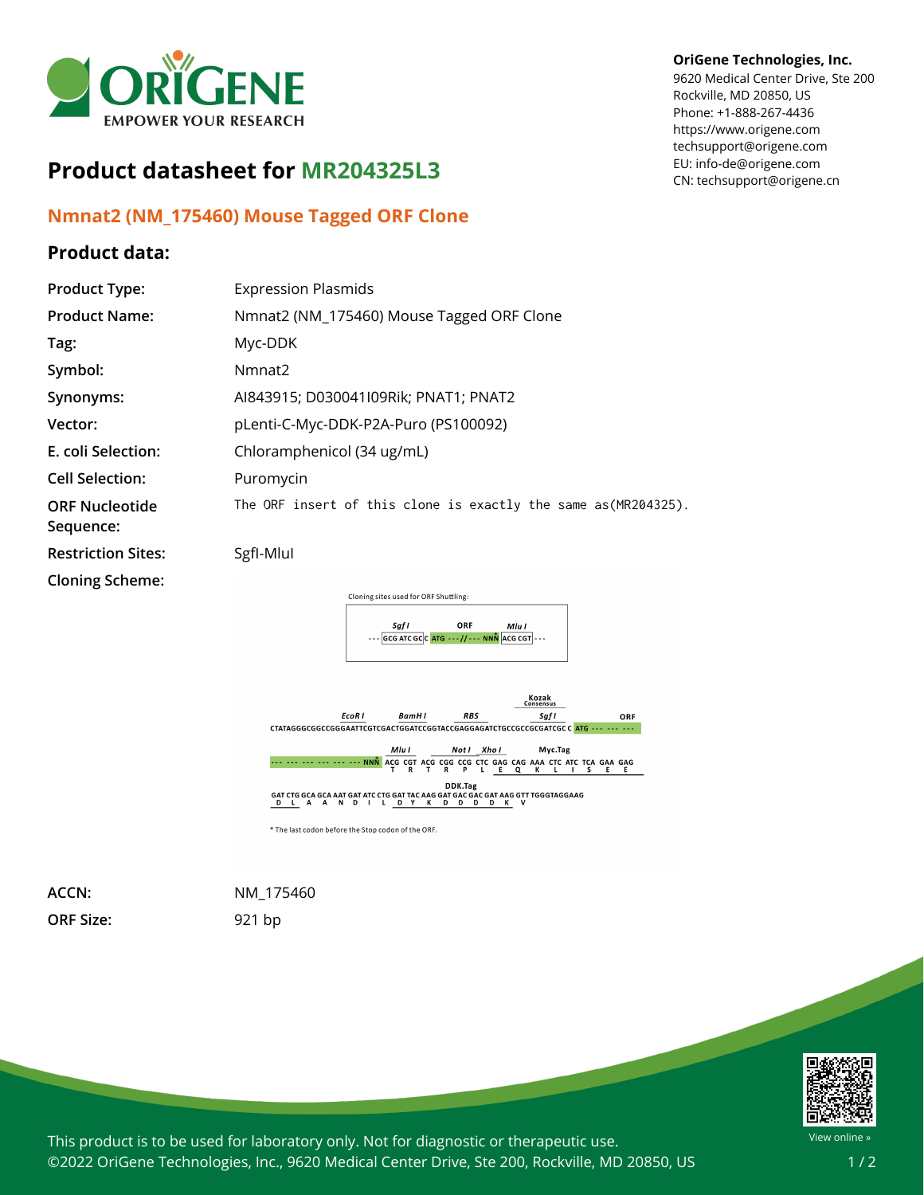# Product datasheet for MR204325L3

OriGene Technologies, Inc.
9620 Medical Center Drive, Ste 200
Rockville, MD 20850, US
Phone: +1-888-267-4436
https://www.origene.com
techsupport@origene.com
EU: info-de@origene.com
CN: techsupport@origene.cn

## Nmnat2 (NM_175460) Mouse Tagged ORF Clone

### Product data:

| | |
|---|---|
| **Product Type:** | Expression Plasmids |
| **Product Name:** | Nmnat2 (NM_175460) Mouse Tagged ORF Clone |
| **Tag:** | Myc-DDK |
| **Symbol:** | Nmnat2 |
| **Synonyms:** | AI843915; D030041I09Rik; PNAT1; PNAT2 |
| **Vector:** | pLenti-C-Myc-DDK-P2A-Puro (PS100092) |
| **E. coli Selection:** | Chloramphenicol (34 ug/mL) |
| **Cell Selection:** | Puromycin |
| **ORF Nucleotide Sequence:** | The ORF insert of this clone is exactly the same as(MR204325). |
| **Restriction Sites:** | SgfI-MluI |
| **Cloning Scheme:** | |

Cloning sites used for ORF Shuttling:

```
        Sgf I         ORF          Mlu I
--- GCG ATC GC C ATG ---//--- NNN ACG CGT ---
```

```
                                                              Kozak
                                                             Consensus
          EcoR I     BamH I      RBS                         Sgf I            ORF
CTATAGGGCGGCCGGGAATTCGTCGACTGGATCCGGTACCGAGGAGATCTGCCGCCGCGATCGC C ATG --- --- ---

                          Mlu I         Not I  Xho I         Myc.Tag
--- --- --- --- --- --- --- NNN ACG CGT ACG CGG CCG CTC GAG CAG AAA CTC ATC TCA GAA GAG
                                 T   R   T   R   P   L   E   Q   K   L   I   S   E   E

                                          DDK.Tag
GAT CTG GCA GCA AAT GAT ATC CTG GAT TAC AAG GAT GAC GAC GAT AAG GTT TGGGTAGGAAG
 D   L   A   A   N   D   I   L   D   Y   K   D   D   D   D   K   V
```

* The last codon before the Stop codon of the ORF.

| | |
|---|---|
| **ACCN:** | NM_175460 |
| **ORF Size:** | 921 bp |

This product is to be used for laboratory only. Not for diagnostic or therapeutic use.
©2022 OriGene Technologies, Inc., 9620 Medical Center Drive, Ste 200, Rockville, MD 20850, US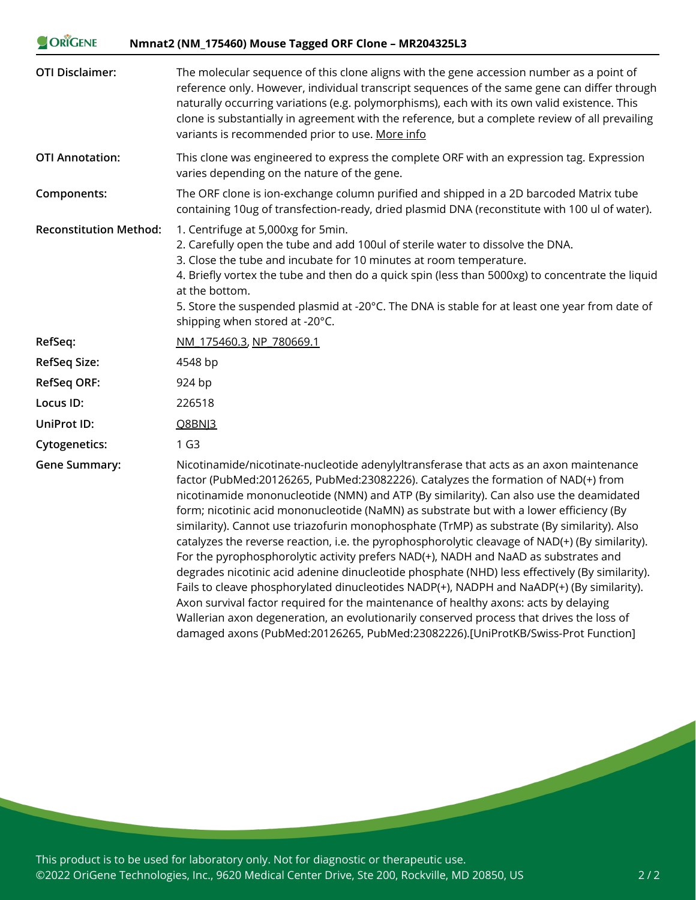| | |
|---|---|
| **OTI Disclaimer:** | The molecular sequence of this clone aligns with the gene accession number as a point of reference only. However, individual transcript sequences of the same gene can differ through naturally occurring variations (e.g. polymorphisms), each with its own valid existence. This clone is substantially in agreement with the reference, but a complete review of all prevailing variants is recommended prior to use. More info |
| **OTI Annotation:** | This clone was engineered to express the complete ORF with an expression tag. Expression varies depending on the nature of the gene. |
| **Components:** | The ORF clone is ion-exchange column purified and shipped in a 2D barcoded Matrix tube containing 10ug of transfection-ready, dried plasmid DNA (reconstitute with 100 ul of water). |
| **Reconstitution Method:** | 1. Centrifuge at 5,000xg for 5min.<br>2. Carefully open the tube and add 100ul of sterile water to dissolve the DNA.<br>3. Close the tube and incubate for 10 minutes at room temperature.<br>4. Briefly vortex the tube and then do a quick spin (less than 5000xg) to concentrate the liquid at the bottom.<br>5. Store the suspended plasmid at -20°C. The DNA is stable for at least one year from date of shipping when stored at -20°C. |
| **RefSeq:** | NM_175460.3, NP_780669.1 |
| **RefSeq Size:** | 4548 bp |
| **RefSeq ORF:** | 924 bp |
| **Locus ID:** | 226518 |
| **UniProt ID:** | Q8BNJ3 |
| **Cytogenetics:** | 1 G3 |
| **Gene Summary:** | Nicotinamide/nicotinate-nucleotide adenylyltransferase that acts as an axon maintenance factor (PubMed:20126265, PubMed:23082226). Catalyzes the formation of NAD(+) from nicotinamide mononucleotide (NMN) and ATP (By similarity). Can also use the deamidated form; nicotinic acid mononucleotide (NaMN) as substrate but with a lower efficiency (By similarity). Cannot use triazofurin monophosphate (TrMP) as substrate (By similarity). Also catalyzes the reverse reaction, i.e. the pyrophosphorolytic cleavage of NAD(+) (By similarity). For the pyrophosphorolytic activity prefers NAD(+), NADH and NaAD as substrates and degrades nicotinic acid adenine dinucleotide phosphate (NHD) less effectively (By similarity). Fails to cleave phosphorylated dinucleotides NADP(+), NADPH and NaADP(+) (By similarity). Axon survival factor required for the maintenance of healthy axons: acts by delaying Wallerian axon degeneration, an evolutionarily conserved process that drives the loss of damaged axons (PubMed:20126265, PubMed:23082226).[UniProtKB/Swiss-Prot Function] |

This product is to be used for laboratory only. Not for diagnostic or therapeutic use.
©2022 OriGene Technologies, Inc., 9620 Medical Center Drive, Ste 200, Rockville, MD 20850, US